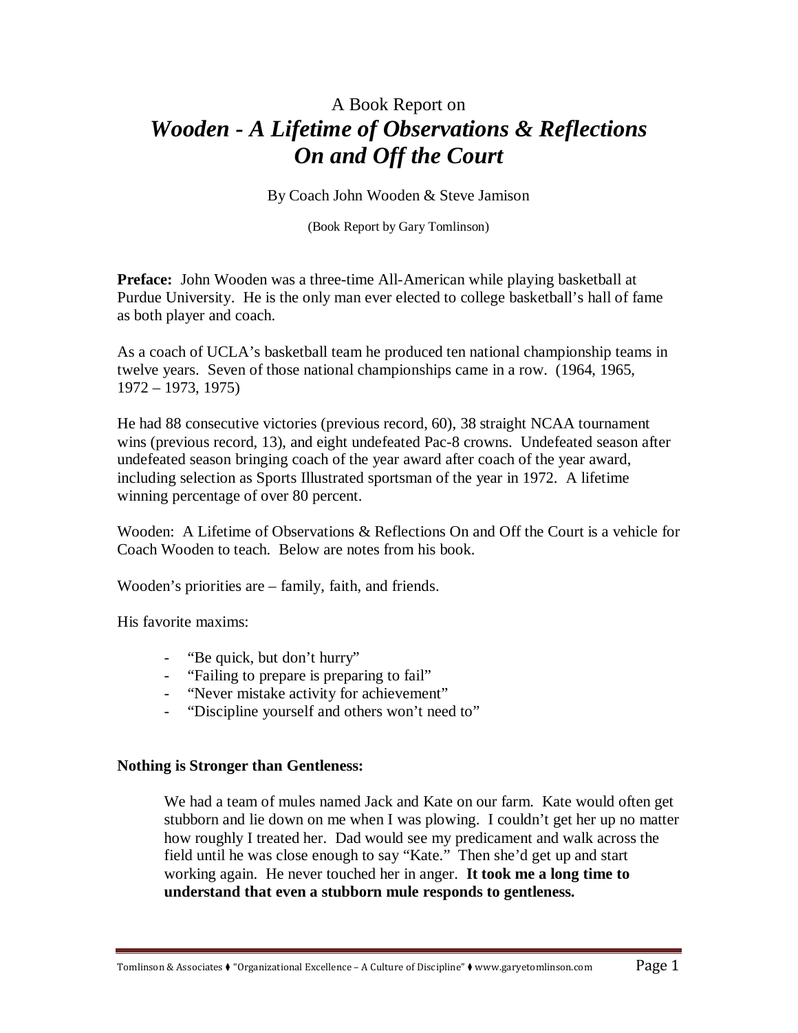# A Book Report on
# *Wooden - A Lifetime of Observations & Reflections On and Off the Court*

By Coach John Wooden & Steve Jamison

(Book Report by Gary Tomlinson)

**Preface:** John Wooden was a three-time All-American while playing basketball at Purdue University. He is the only man ever elected to college basketball's hall of fame as both player and coach.

As a coach of UCLA's basketball team he produced ten national championship teams in twelve years. Seven of those national championships came in a row. (1964, 1965, 1972 – 1973, 1975)

He had 88 consecutive victories (previous record, 60), 38 straight NCAA tournament wins (previous record, 13), and eight undefeated Pac-8 crowns. Undefeated season after undefeated season bringing coach of the year award after coach of the year award, including selection as Sports Illustrated sportsman of the year in 1972. A lifetime winning percentage of over 80 percent.

Wooden: A Lifetime of Observations & Reflections On and Off the Court is a vehicle for Coach Wooden to teach. Below are notes from his book.

Wooden's priorities are – family, faith, and friends.

His favorite maxims:

- "Be quick, but don't hurry"
- "Failing to prepare is preparing to fail"
- "Never mistake activity for achievement"
- "Discipline yourself and others won't need to"

**Nothing is Stronger than Gentleness:**

> We had a team of mules named Jack and Kate on our farm. Kate would often get stubborn and lie down on me when I was plowing. I couldn't get her up no matter how roughly I treated her. Dad would see my predicament and walk across the field until he was close enough to say "Kate." Then she'd get up and start working again. He never touched her in anger. **It took me a long time to understand that even a stubborn mule responds to gentleness.**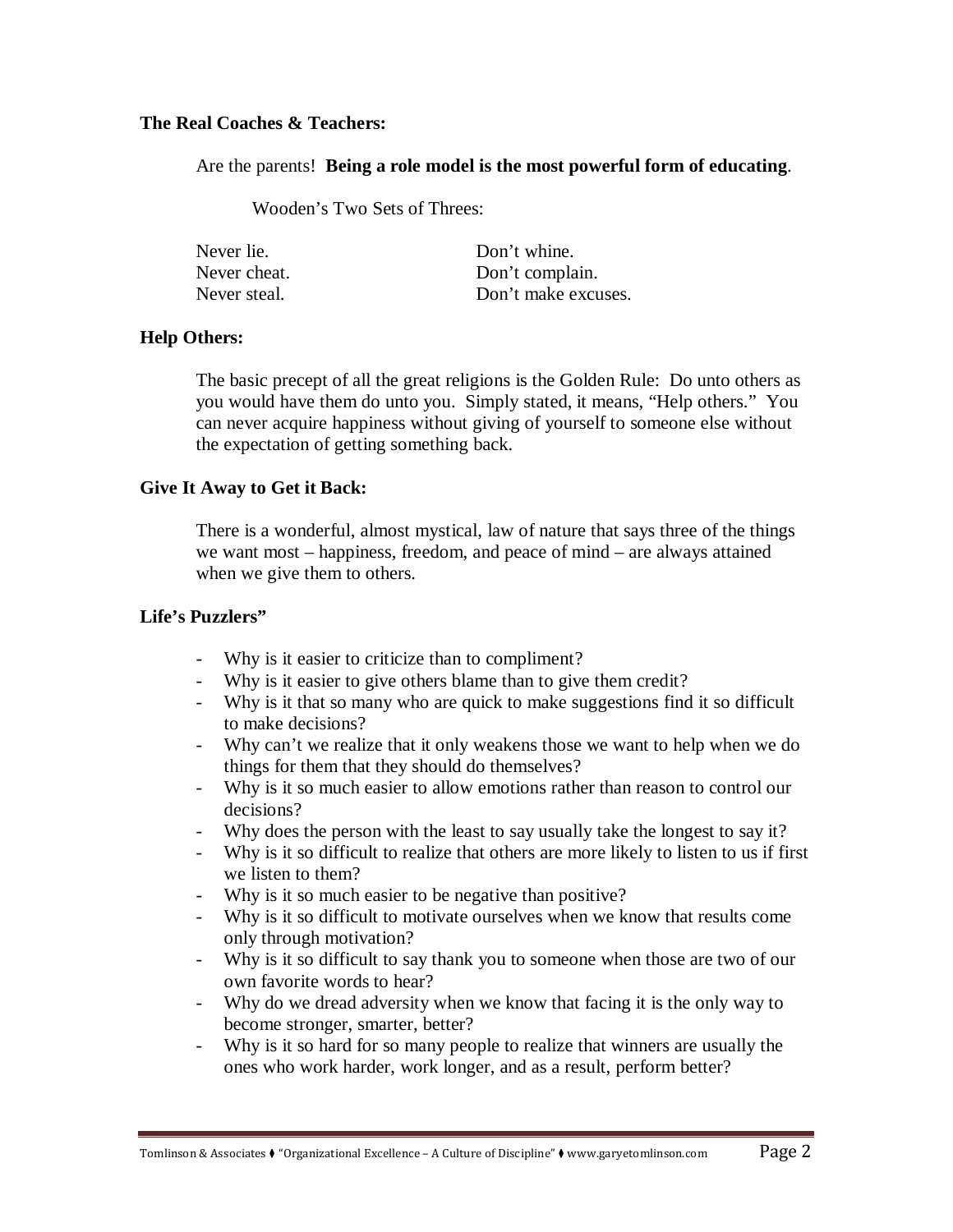**The Real Coaches & Teachers:**

Are the parents! **Being a role model is the most powerful form of educating**.

Wooden's Two Sets of Threes:

| | |
|---|---|
| Never lie. | Don't whine. |
| Never cheat. | Don't complain. |
| Never steal. | Don't make excuses. |

**Help Others:**

The basic precept of all the great religions is the Golden Rule: Do unto others as you would have them do unto you. Simply stated, it means, "Help others." You can never acquire happiness without giving of yourself to someone else without the expectation of getting something back.

**Give It Away to Get it Back:**

There is a wonderful, almost mystical, law of nature that says three of the things we want most – happiness, freedom, and peace of mind – are always attained when we give them to others.

**Life's Puzzlers"**

- Why is it easier to criticize than to compliment?
- Why is it easier to give others blame than to give them credit?
- Why is it that so many who are quick to make suggestions find it so difficult to make decisions?
- Why can't we realize that it only weakens those we want to help when we do things for them that they should do themselves?
- Why is it so much easier to allow emotions rather than reason to control our decisions?
- Why does the person with the least to say usually take the longest to say it?
- Why is it so difficult to realize that others are more likely to listen to us if first we listen to them?
- Why is it so much easier to be negative than positive?
- Why is it so difficult to motivate ourselves when we know that results come only through motivation?
- Why is it so difficult to say thank you to someone when those are two of our own favorite words to hear?
- Why do we dread adversity when we know that facing it is the only way to become stronger, smarter, better?
- Why is it so hard for so many people to realize that winners are usually the ones who work harder, work longer, and as a result, perform better?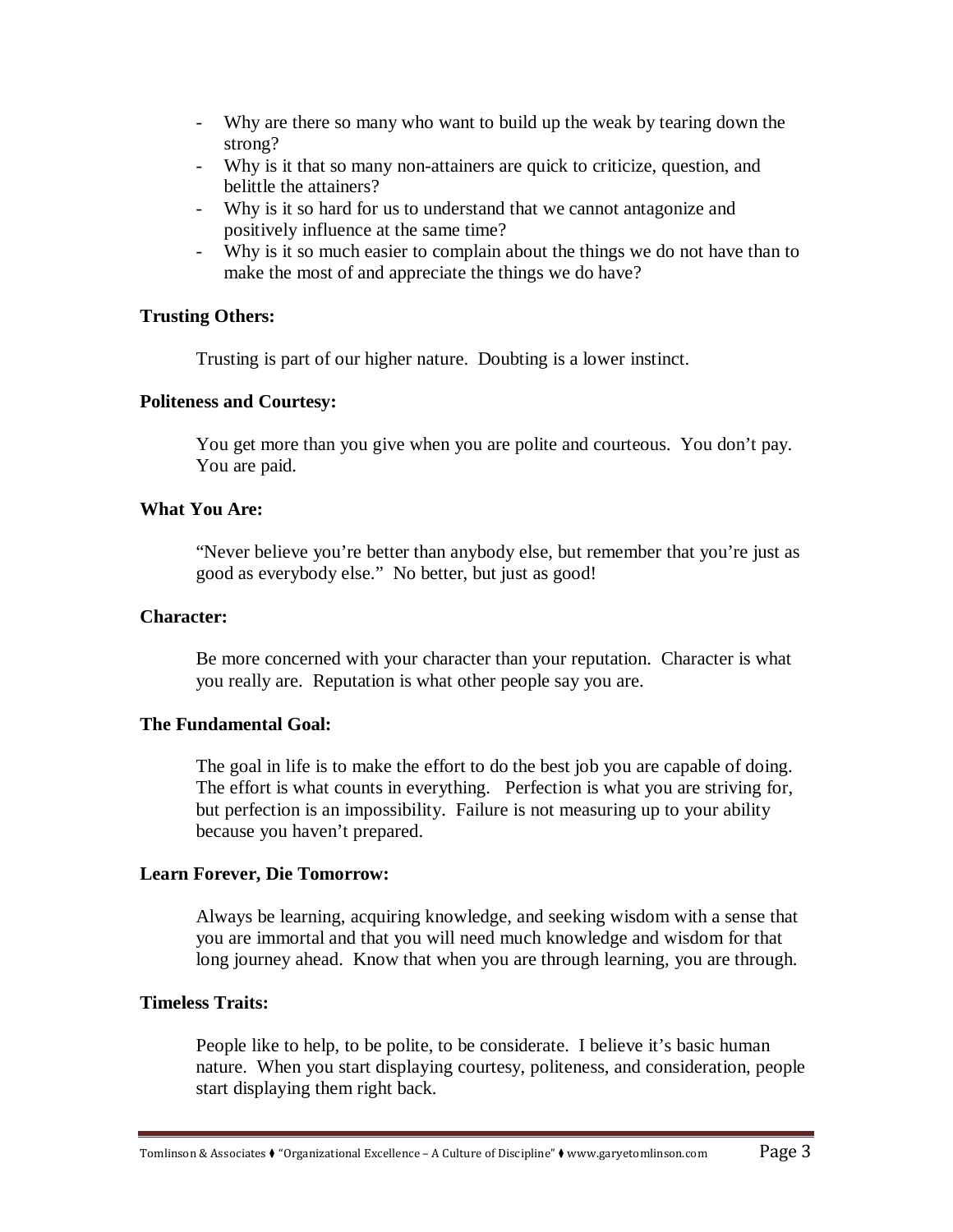- Why are there so many who want to build up the weak by tearing down the strong?
- Why is it that so many non-attainers are quick to criticize, question, and belittle the attainers?
- Why is it so hard for us to understand that we cannot antagonize and positively influence at the same time?
- Why is it so much easier to complain about the things we do not have than to make the most of and appreciate the things we do have?

**Trusting Others:**

Trusting is part of our higher nature. Doubting is a lower instinct.

**Politeness and Courtesy:**

You get more than you give when you are polite and courteous. You don't pay. You are paid.

**What You Are:**

"Never believe you're better than anybody else, but remember that you're just as good as everybody else." No better, but just as good!

**Character:**

Be more concerned with your character than your reputation. Character is what you really are. Reputation is what other people say you are.

**The Fundamental Goal:**

The goal in life is to make the effort to do the best job you are capable of doing. The effort is what counts in everything. Perfection is what you are striving for, but perfection is an impossibility. Failure is not measuring up to your ability because you haven't prepared.

**Learn Forever, Die Tomorrow:**

Always be learning, acquiring knowledge, and seeking wisdom with a sense that you are immortal and that you will need much knowledge and wisdom for that long journey ahead. Know that when you are through learning, you are through.

**Timeless Traits:**

People like to help, to be polite, to be considerate. I believe it's basic human nature. When you start displaying courtesy, politeness, and consideration, people start displaying them right back.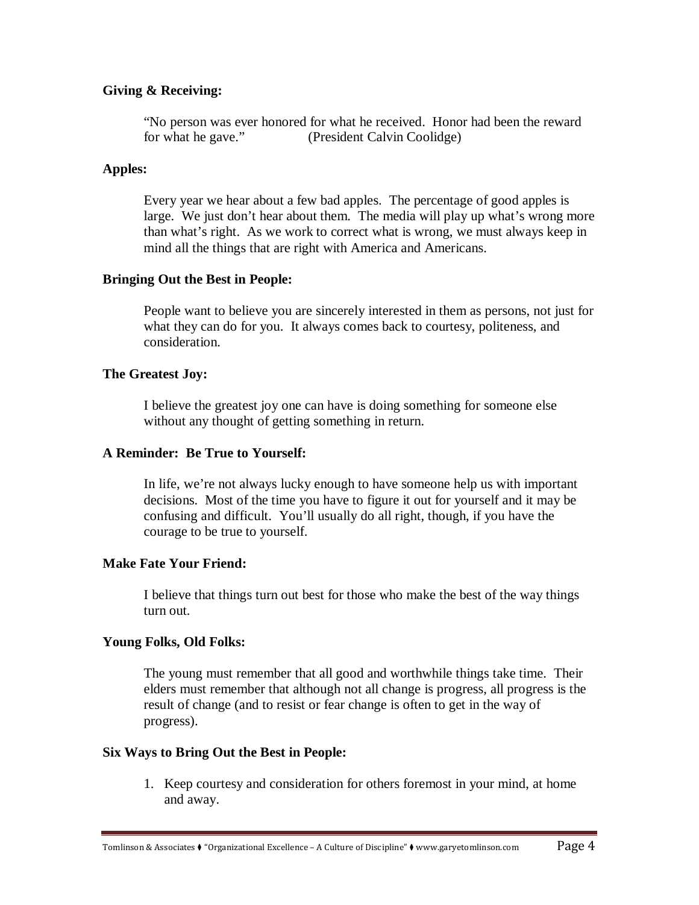**Giving & Receiving:**

> "No person was ever honored for what he received. Honor had been the reward for what he gave." (President Calvin Coolidge)

**Apples:**

Every year we hear about a few bad apples. The percentage of good apples is large. We just don't hear about them. The media will play up what's wrong more than what's right. As we work to correct what is wrong, we must always keep in mind all the things that are right with America and Americans.

**Bringing Out the Best in People:**

People want to believe you are sincerely interested in them as persons, not just for what they can do for you. It always comes back to courtesy, politeness, and consideration.

**The Greatest Joy:**

I believe the greatest joy one can have is doing something for someone else without any thought of getting something in return.

**A Reminder: Be True to Yourself:**

In life, we're not always lucky enough to have someone help us with important decisions. Most of the time you have to figure it out for yourself and it may be confusing and difficult. You'll usually do all right, though, if you have the courage to be true to yourself.

**Make Fate Your Friend:**

I believe that things turn out best for those who make the best of the way things turn out.

**Young Folks, Old Folks:**

The young must remember that all good and worthwhile things take time. Their elders must remember that although not all change is progress, all progress is the result of change (and to resist or fear change is often to get in the way of progress).

**Six Ways to Bring Out the Best in People:**

1. Keep courtesy and consideration for others foremost in your mind, at home and away.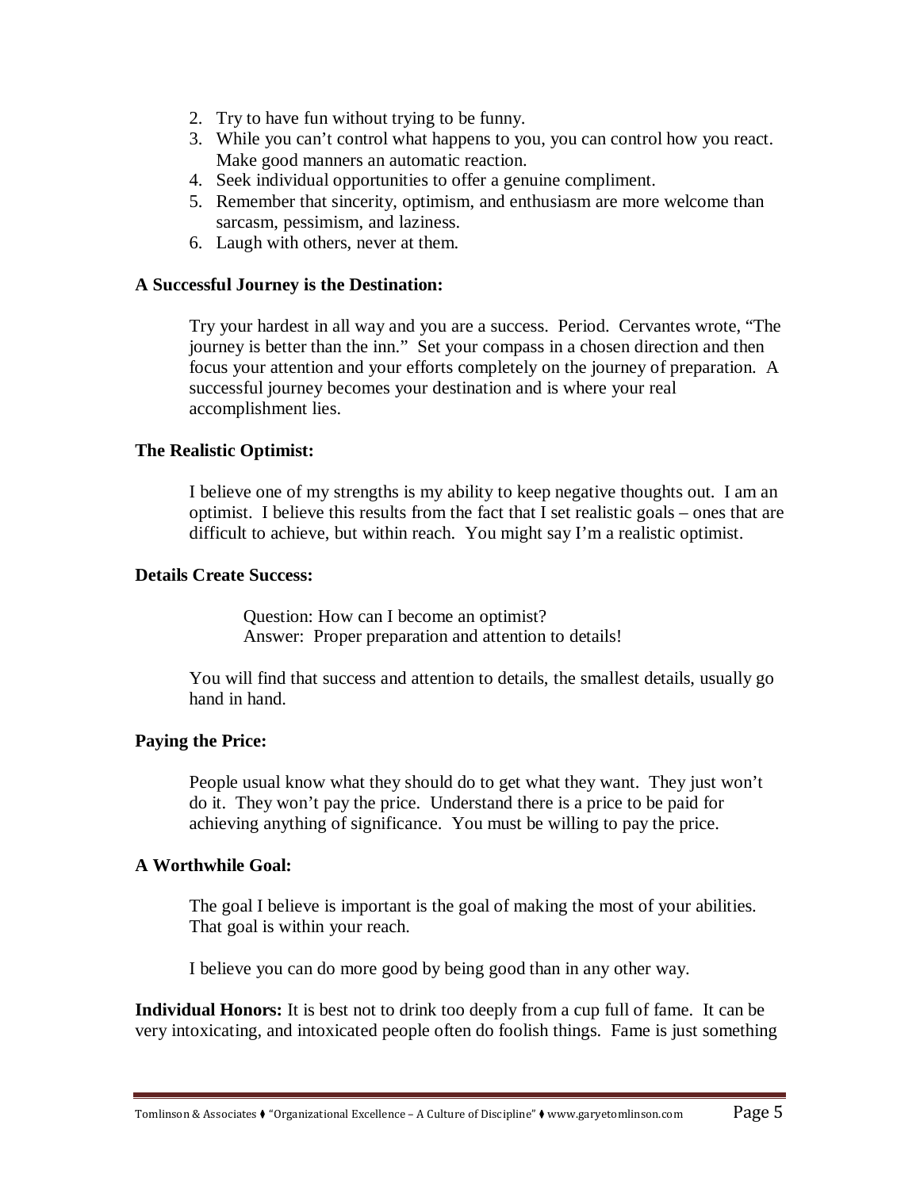2. Try to have fun without trying to be funny.
3. While you can't control what happens to you, you can control how you react. Make good manners an automatic reaction.
4. Seek individual opportunities to offer a genuine compliment.
5. Remember that sincerity, optimism, and enthusiasm are more welcome than sarcasm, pessimism, and laziness.
6. Laugh with others, never at them.

**A Successful Journey is the Destination:**

Try your hardest in all way and you are a success. Period. Cervantes wrote, "The journey is better than the inn." Set your compass in a chosen direction and then focus your attention and your efforts completely on the journey of preparation. A successful journey becomes your destination and is where your real accomplishment lies.

**The Realistic Optimist:**

I believe one of my strengths is my ability to keep negative thoughts out. I am an optimist. I believe this results from the fact that I set realistic goals – ones that are difficult to achieve, but within reach. You might say I'm a realistic optimist.

**Details Create Success:**

Question: How can I become an optimist?
Answer: Proper preparation and attention to details!

You will find that success and attention to details, the smallest details, usually go hand in hand.

**Paying the Price:**

People usual know what they should do to get what they want. They just won't do it. They won't pay the price. Understand there is a price to be paid for achieving anything of significance. You must be willing to pay the price.

**A Worthwhile Goal:**

The goal I believe is important is the goal of making the most of your abilities. That goal is within your reach.

I believe you can do more good by being good than in any other way.

**Individual Honors:** It is best not to drink too deeply from a cup full of fame. It can be very intoxicating, and intoxicated people often do foolish things. Fame is just something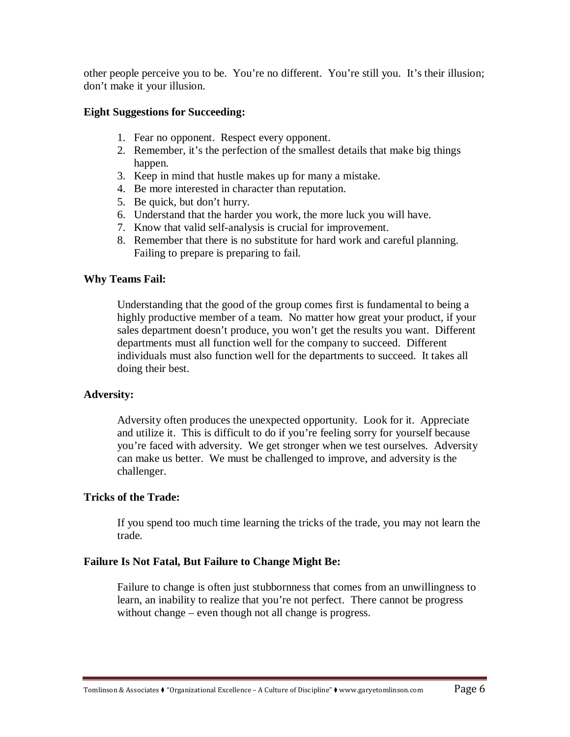other people perceive you to be. You're no different. You're still you. It's their illusion; don't make it your illusion.

**Eight Suggestions for Succeeding:**

1. Fear no opponent. Respect every opponent.
2. Remember, it's the perfection of the smallest details that make big things happen.
3. Keep in mind that hustle makes up for many a mistake.
4. Be more interested in character than reputation.
5. Be quick, but don't hurry.
6. Understand that the harder you work, the more luck you will have.
7. Know that valid self-analysis is crucial for improvement.
8. Remember that there is no substitute for hard work and careful planning. Failing to prepare is preparing to fail.

**Why Teams Fail:**

Understanding that the good of the group comes first is fundamental to being a highly productive member of a team. No matter how great your product, if your sales department doesn't produce, you won't get the results you want. Different departments must all function well for the company to succeed. Different individuals must also function well for the departments to succeed. It takes all doing their best.

**Adversity:**

Adversity often produces the unexpected opportunity. Look for it. Appreciate and utilize it. This is difficult to do if you're feeling sorry for yourself because you're faced with adversity. We get stronger when we test ourselves. Adversity can make us better. We must be challenged to improve, and adversity is the challenger.

**Tricks of the Trade:**

If you spend too much time learning the tricks of the trade, you may not learn the trade.

**Failure Is Not Fatal, But Failure to Change Might Be:**

Failure to change is often just stubbornness that comes from an unwillingness to learn, an inability to realize that you're not perfect. There cannot be progress without change – even though not all change is progress.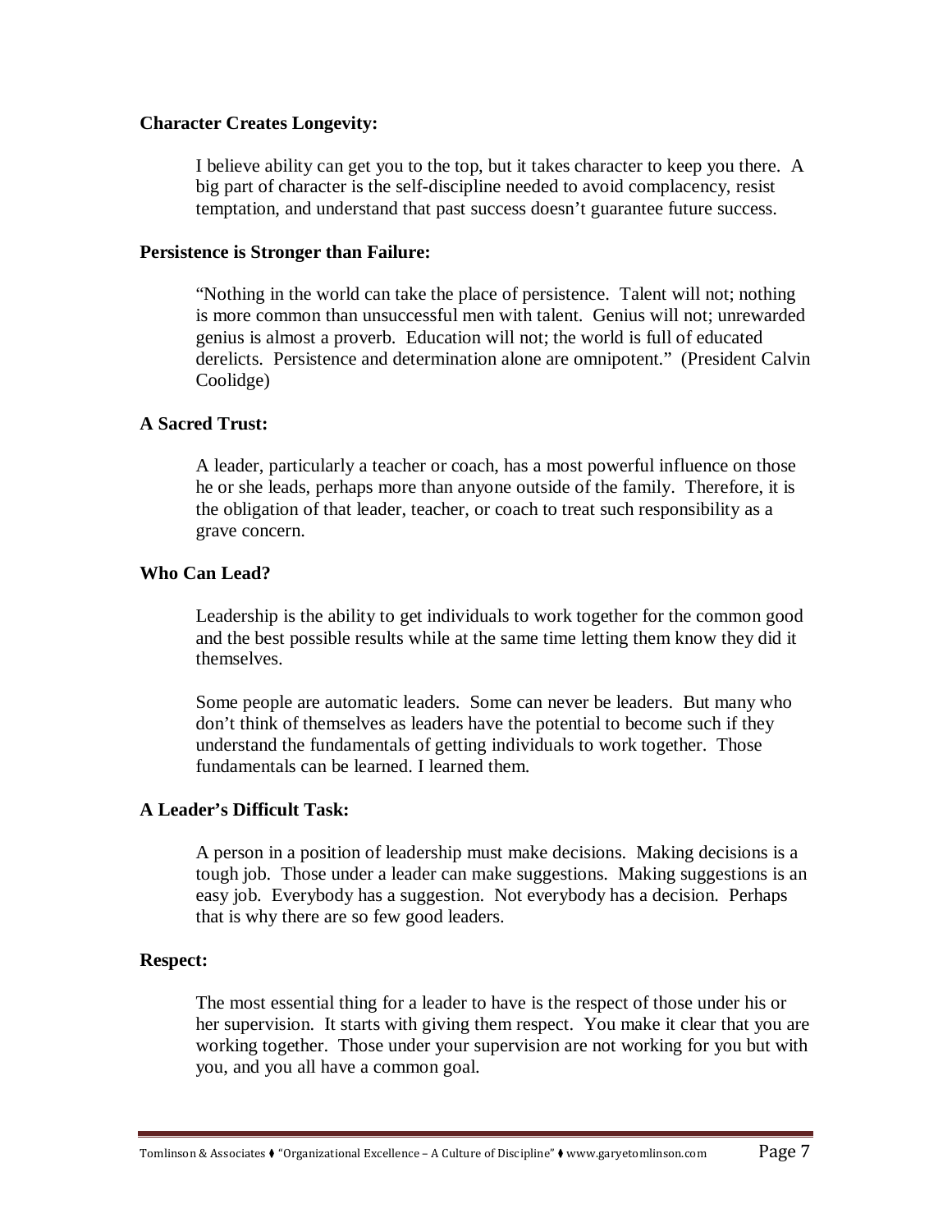**Character Creates Longevity:**

I believe ability can get you to the top, but it takes character to keep you there. A big part of character is the self-discipline needed to avoid complacency, resist temptation, and understand that past success doesn't guarantee future success.

**Persistence is Stronger than Failure:**

"Nothing in the world can take the place of persistence. Talent will not; nothing is more common than unsuccessful men with talent. Genius will not; unrewarded genius is almost a proverb. Education will not; the world is full of educated derelicts. Persistence and determination alone are omnipotent." (President Calvin Coolidge)

**A Sacred Trust:**

A leader, particularly a teacher or coach, has a most powerful influence on those he or she leads, perhaps more than anyone outside of the family. Therefore, it is the obligation of that leader, teacher, or coach to treat such responsibility as a grave concern.

**Who Can Lead?**

Leadership is the ability to get individuals to work together for the common good and the best possible results while at the same time letting them know they did it themselves.

Some people are automatic leaders. Some can never be leaders. But many who don't think of themselves as leaders have the potential to become such if they understand the fundamentals of getting individuals to work together. Those fundamentals can be learned. I learned them.

**A Leader's Difficult Task:**

A person in a position of leadership must make decisions. Making decisions is a tough job. Those under a leader can make suggestions. Making suggestions is an easy job. Everybody has a suggestion. Not everybody has a decision. Perhaps that is why there are so few good leaders.

**Respect:**

The most essential thing for a leader to have is the respect of those under his or her supervision. It starts with giving them respect. You make it clear that you are working together. Those under your supervision are not working for you but with you, and you all have a common goal.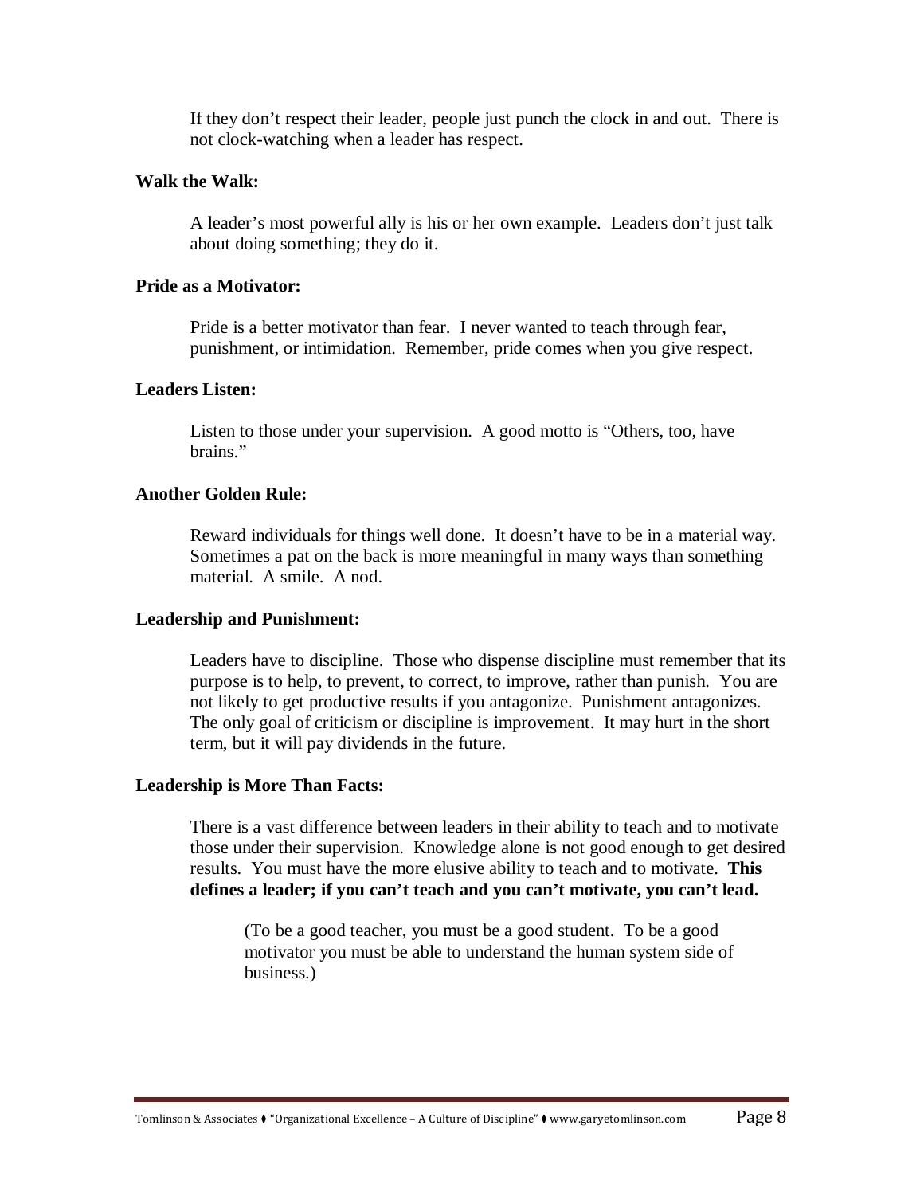If they don't respect their leader, people just punch the clock in and out. There is not clock-watching when a leader has respect.

**Walk the Walk:**

A leader's most powerful ally is his or her own example. Leaders don't just talk about doing something; they do it.

**Pride as a Motivator:**

Pride is a better motivator than fear. I never wanted to teach through fear, punishment, or intimidation. Remember, pride comes when you give respect.

**Leaders Listen:**

Listen to those under your supervision. A good motto is "Others, too, have brains."

**Another Golden Rule:**

Reward individuals for things well done. It doesn't have to be in a material way. Sometimes a pat on the back is more meaningful in many ways than something material. A smile. A nod.

**Leadership and Punishment:**

Leaders have to discipline. Those who dispense discipline must remember that its purpose is to help, to prevent, to correct, to improve, rather than punish. You are not likely to get productive results if you antagonize. Punishment antagonizes. The only goal of criticism or discipline is improvement. It may hurt in the short term, but it will pay dividends in the future.

**Leadership is More Than Facts:**

There is a vast difference between leaders in their ability to teach and to motivate those under their supervision. Knowledge alone is not good enough to get desired results. You must have the more elusive ability to teach and to motivate. **This defines a leader; if you can't teach and you can't motivate, you can't lead.**

> (To be a good teacher, you must be a good student. To be a good motivator you must be able to understand the human system side of business.)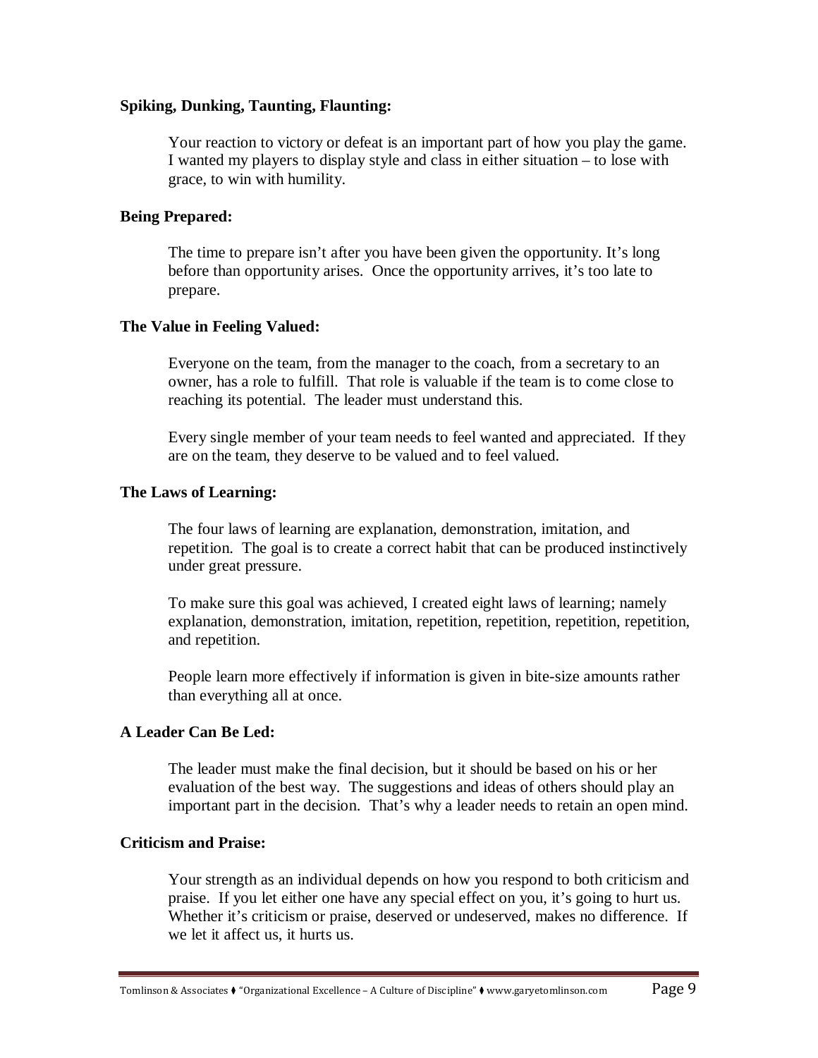**Spiking, Dunking, Taunting, Flaunting:**

Your reaction to victory or defeat is an important part of how you play the game. I wanted my players to display style and class in either situation – to lose with grace, to win with humility.

**Being Prepared:**

The time to prepare isn't after you have been given the opportunity. It's long before than opportunity arises. Once the opportunity arrives, it's too late to prepare.

**The Value in Feeling Valued:**

Everyone on the team, from the manager to the coach, from a secretary to an owner, has a role to fulfill. That role is valuable if the team is to come close to reaching its potential. The leader must understand this.

Every single member of your team needs to feel wanted and appreciated. If they are on the team, they deserve to be valued and to feel valued.

**The Laws of Learning:**

The four laws of learning are explanation, demonstration, imitation, and repetition. The goal is to create a correct habit that can be produced instinctively under great pressure.

To make sure this goal was achieved, I created eight laws of learning; namely explanation, demonstration, imitation, repetition, repetition, repetition, repetition, and repetition.

People learn more effectively if information is given in bite-size amounts rather than everything all at once.

**A Leader Can Be Led:**

The leader must make the final decision, but it should be based on his or her evaluation of the best way. The suggestions and ideas of others should play an important part in the decision. That's why a leader needs to retain an open mind.

**Criticism and Praise:**

Your strength as an individual depends on how you respond to both criticism and praise. If you let either one have any special effect on you, it's going to hurt us. Whether it's criticism or praise, deserved or undeserved, makes no difference. If we let it affect us, it hurts us.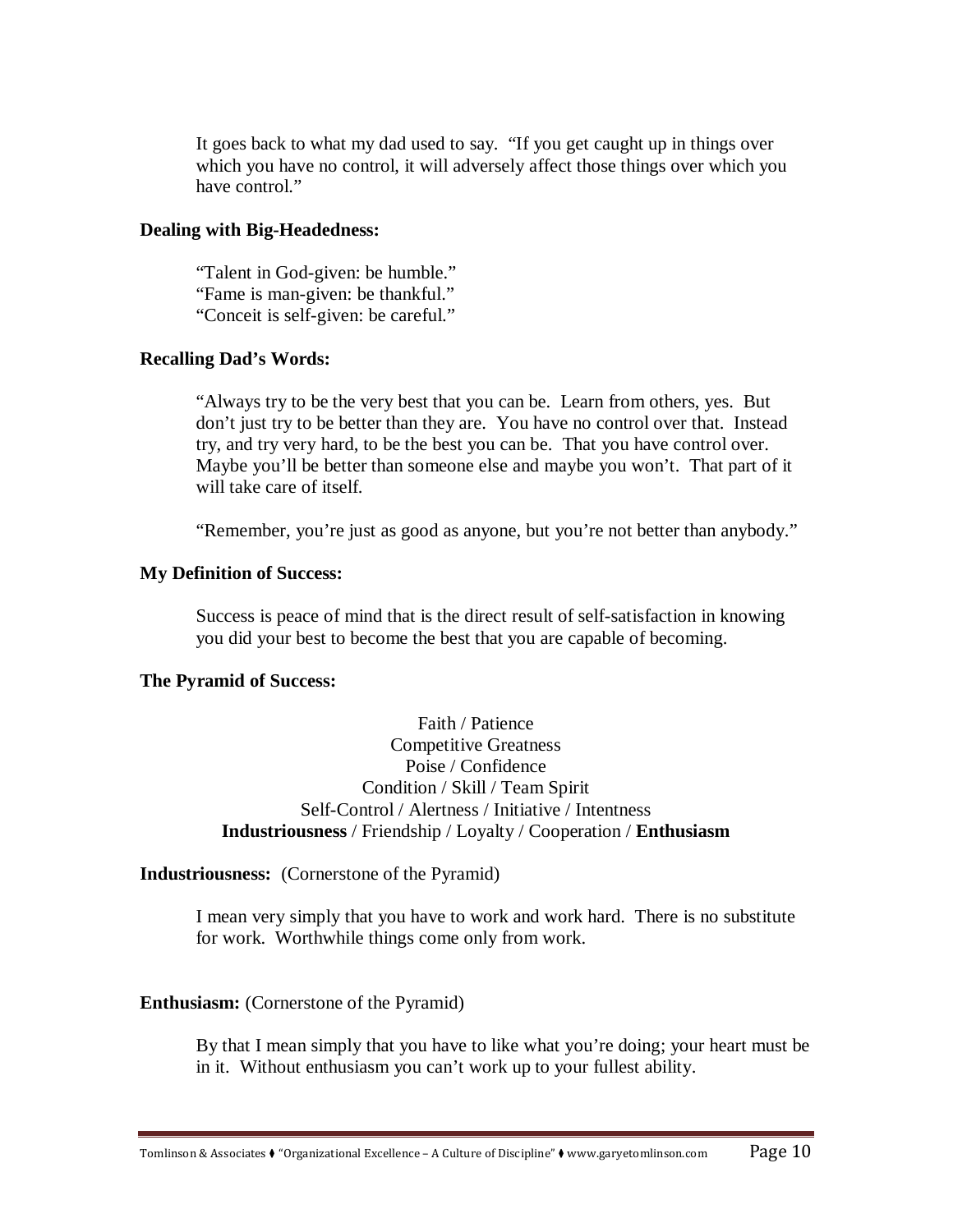It goes back to what my dad used to say. "If you get caught up in things over which you have no control, it will adversely affect those things over which you have control."

**Dealing with Big-Headedness:**

"Talent in God-given: be humble."
"Fame is man-given: be thankful."
"Conceit is self-given: be careful."

**Recalling Dad's Words:**

"Always try to be the very best that you can be. Learn from others, yes. But don't just try to be better than they are. You have no control over that. Instead try, and try very hard, to be the best you can be. That you have control over. Maybe you'll be better than someone else and maybe you won't. That part of it will take care of itself.

"Remember, you're just as good as anyone, but you're not better than anybody."

**My Definition of Success:**

Success is peace of mind that is the direct result of self-satisfaction in knowing you did your best to become the best that you are capable of becoming.

**The Pyramid of Success:**

Faith / Patience
Competitive Greatness
Poise / Confidence
Condition / Skill / Team Spirit
Self-Control / Alertness / Initiative / Intentness
**Industriousness** / Friendship / Loyalty / Cooperation / **Enthusiasm**

**Industriousness:** (Cornerstone of the Pyramid)

I mean very simply that you have to work and work hard. There is no substitute for work. Worthwhile things come only from work.

**Enthusiasm:** (Cornerstone of the Pyramid)

By that I mean simply that you have to like what you're doing; your heart must be in it. Without enthusiasm you can't work up to your fullest ability.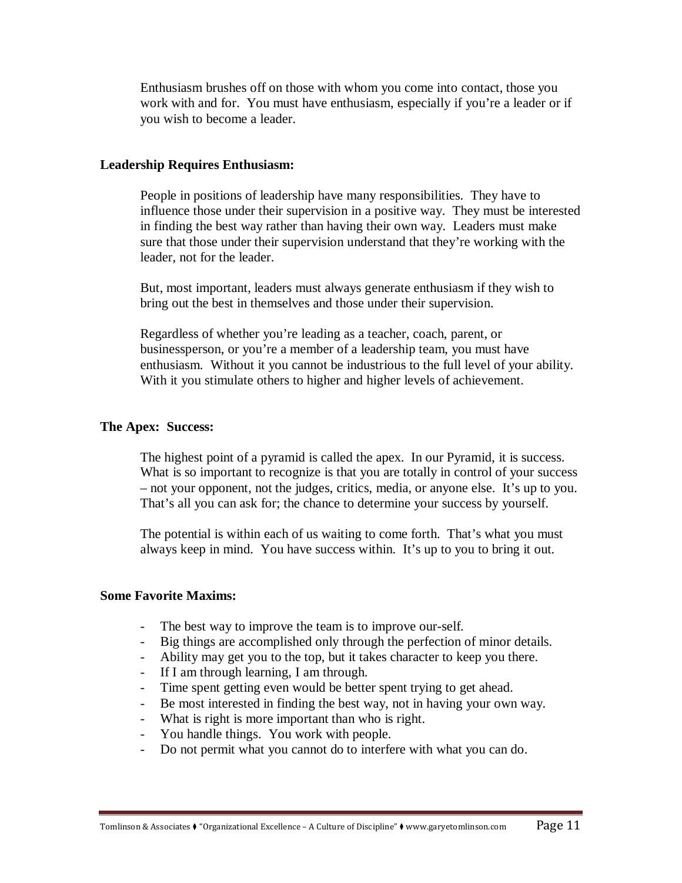Enthusiasm brushes off on those with whom you come into contact, those you work with and for. You must have enthusiasm, especially if you're a leader or if you wish to become a leader.

**Leadership Requires Enthusiasm:**

People in positions of leadership have many responsibilities. They have to influence those under their supervision in a positive way. They must be interested in finding the best way rather than having their own way. Leaders must make sure that those under their supervision understand that they're working with the leader, not for the leader.

But, most important, leaders must always generate enthusiasm if they wish to bring out the best in themselves and those under their supervision.

Regardless of whether you're leading as a teacher, coach, parent, or businessperson, or you're a member of a leadership team, you must have enthusiasm. Without it you cannot be industrious to the full level of your ability. With it you stimulate others to higher and higher levels of achievement.

**The Apex: Success:**

The highest point of a pyramid is called the apex. In our Pyramid, it is success. What is so important to recognize is that you are totally in control of your success – not your opponent, not the judges, critics, media, or anyone else. It's up to you. That's all you can ask for; the chance to determine your success by yourself.

The potential is within each of us waiting to come forth. That's what you must always keep in mind. You have success within. It's up to you to bring it out.

**Some Favorite Maxims:**

- The best way to improve the team is to improve our-self.
- Big things are accomplished only through the perfection of minor details.
- Ability may get you to the top, but it takes character to keep you there.
- If I am through learning, I am through.
- Time spent getting even would be better spent trying to get ahead.
- Be most interested in finding the best way, not in having your own way.
- What is right is more important than who is right.
- You handle things. You work with people.
- Do not permit what you cannot do to interfere with what you can do.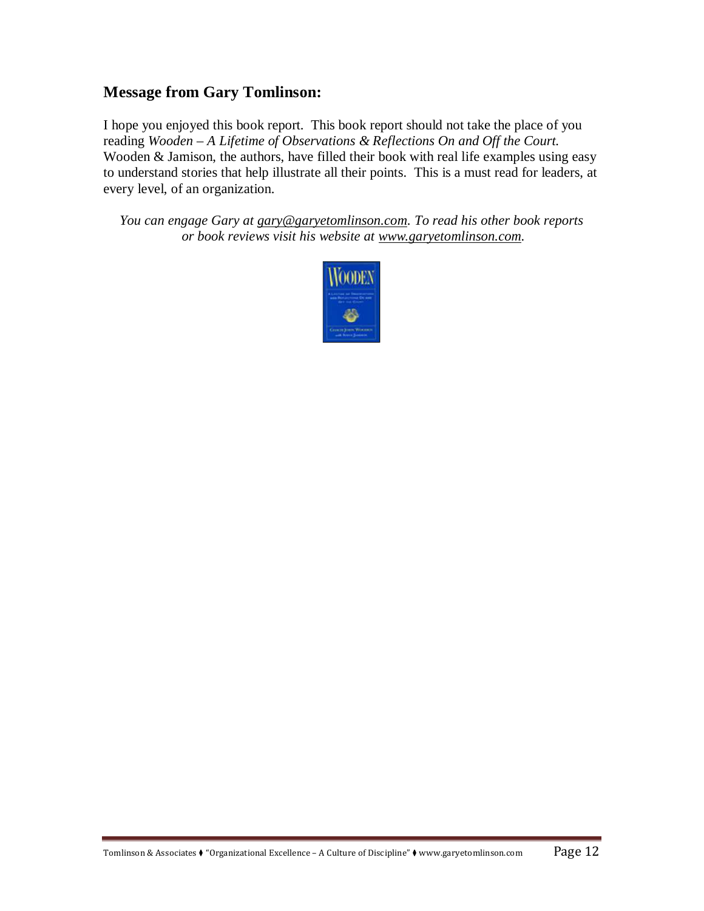## Message from Gary Tomlinson:

I hope you enjoyed this book report. This book report should not take the place of you reading *Wooden – A Lifetime of Observations & Reflections On and Off the Court.* Wooden & Jamison, the authors, have filled their book with real life examples using easy to understand stories that help illustrate all their points. This is a must read for leaders, at every level, of an organization.

*You can engage Gary at gary@garyetomlinson.com. To read his other book reports or book reviews visit his website at www.garyetomlinson.com.*